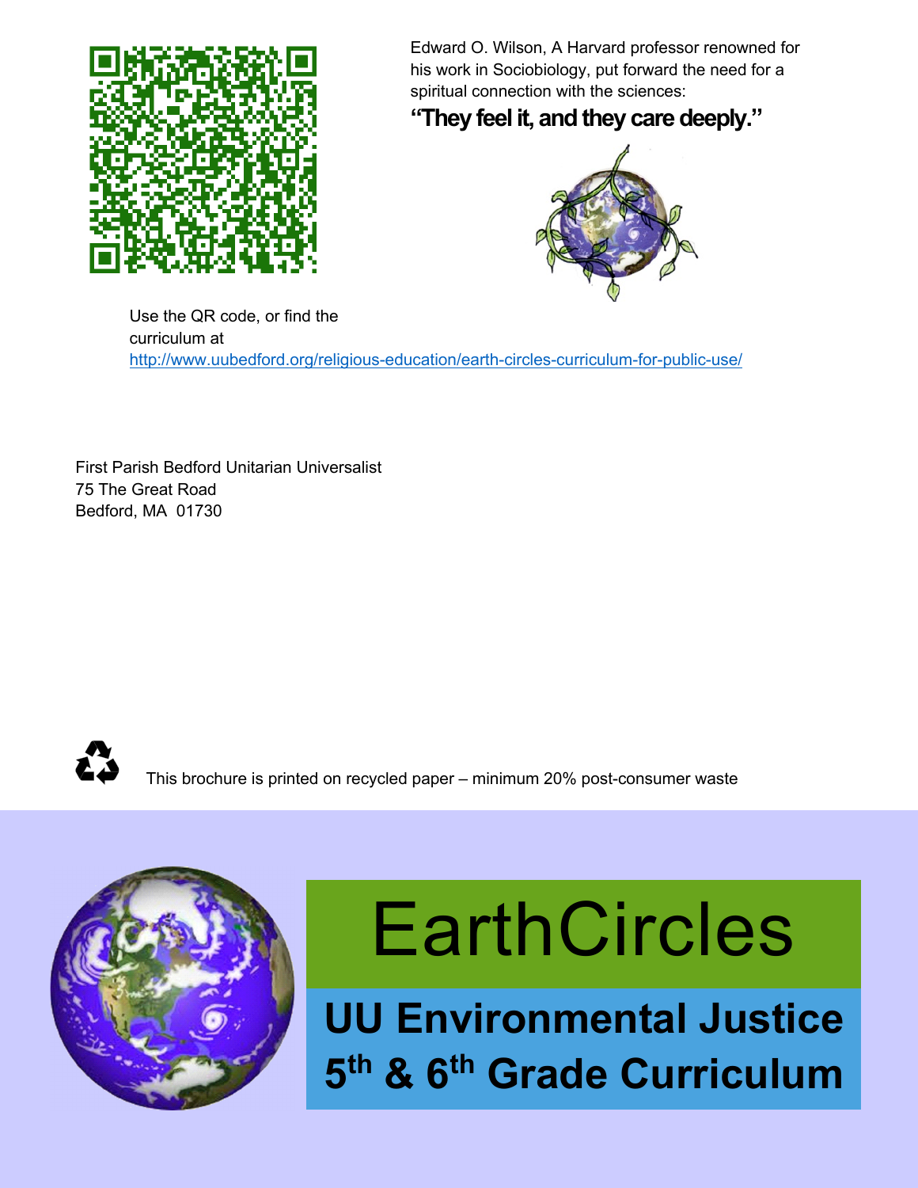Edward O. Wilson, A Harvard professor renowned for his work in Sociobiology, put forward the need for a spiritual connection with the sciences:

**"They feel it, and they care deeply."**

Use the QR code, or find the curriculum at
http://www.uubedford.org/religious-education/earth-circles-curriculum-for-public-use/

First Parish Bedford Unitarian Universalist
75 The Great Road
Bedford, MA 01730

This brochure is printed on recycled paper – minimum 20% post-consumer waste

# EarthCircles

## UU Environmental Justice
## 5th & 6th Grade Curriculum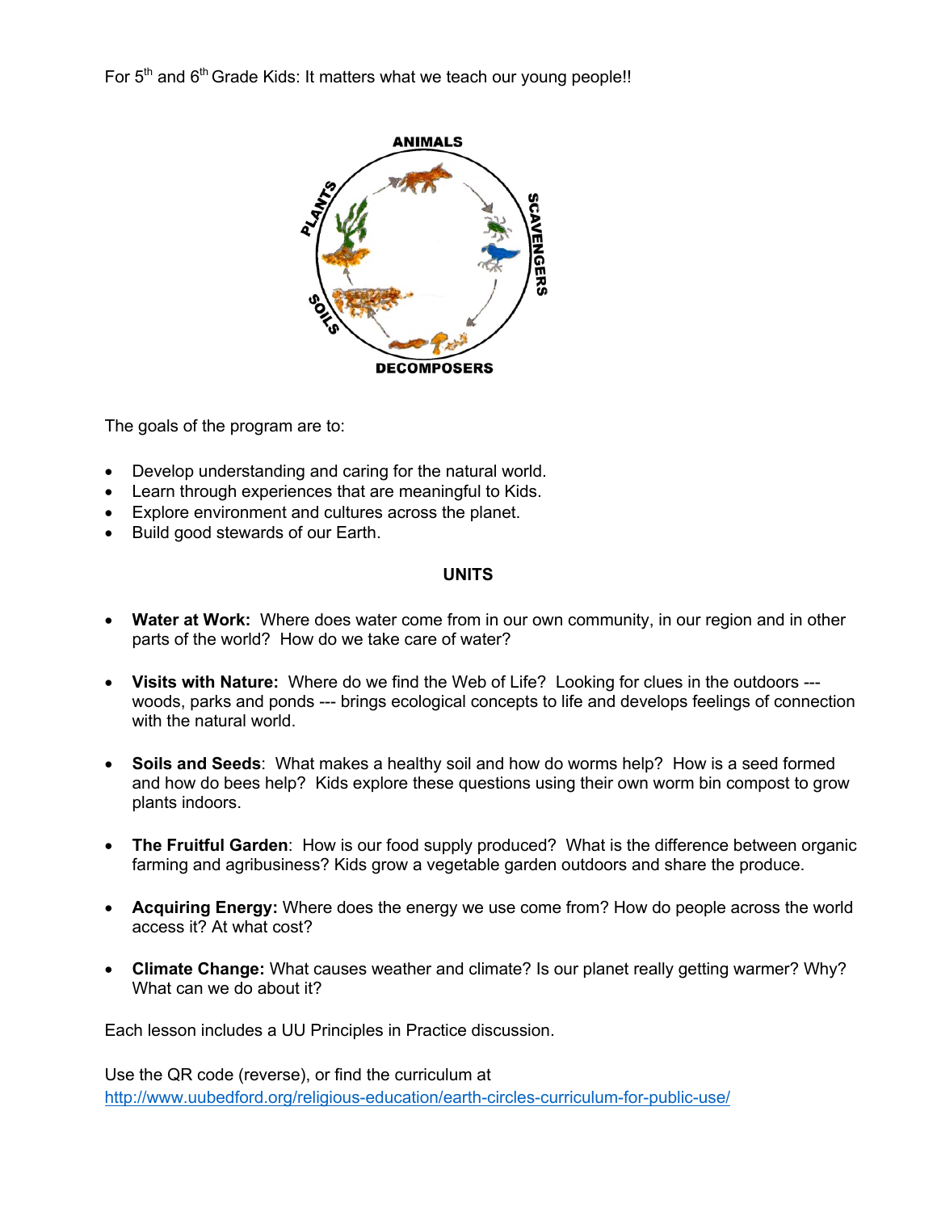For 5th and 6th Grade Kids: It matters what we teach our young people!!

ANIMALS

SCAVENGERS

DECOMPOSERS

SOILS

PLANTS

The goals of the program are to:

- Develop understanding and caring for the natural world.
- Learn through experiences that are meaningful to Kids.
- Explore environment and cultures across the planet.
- Build good stewards of our Earth.

**UNITS**

- **Water at Work:** Where does water come from in our own community, in our region and in other parts of the world? How do we take care of water?

- **Visits with Nature:** Where do we find the Web of Life? Looking for clues in the outdoors --- woods, parks and ponds --- brings ecological concepts to life and develops feelings of connection with the natural world.

- **Soils and Seeds**: What makes a healthy soil and how do worms help? How is a seed formed and how do bees help? Kids explore these questions using their own worm bin compost to grow plants indoors.

- **The Fruitful Garden**: How is our food supply produced? What is the difference between organic farming and agribusiness? Kids grow a vegetable garden outdoors and share the produce.

- **Acquiring Energy:** Where does the energy we use come from? How do people across the world access it? At what cost?

- **Climate Change:** What causes weather and climate? Is our planet really getting warmer? Why? What can we do about it?

Each lesson includes a UU Principles in Practice discussion.

Use the QR code (reverse), or find the curriculum at
http://www.uubedford.org/religious-education/earth-circles-curriculum-for-public-use/